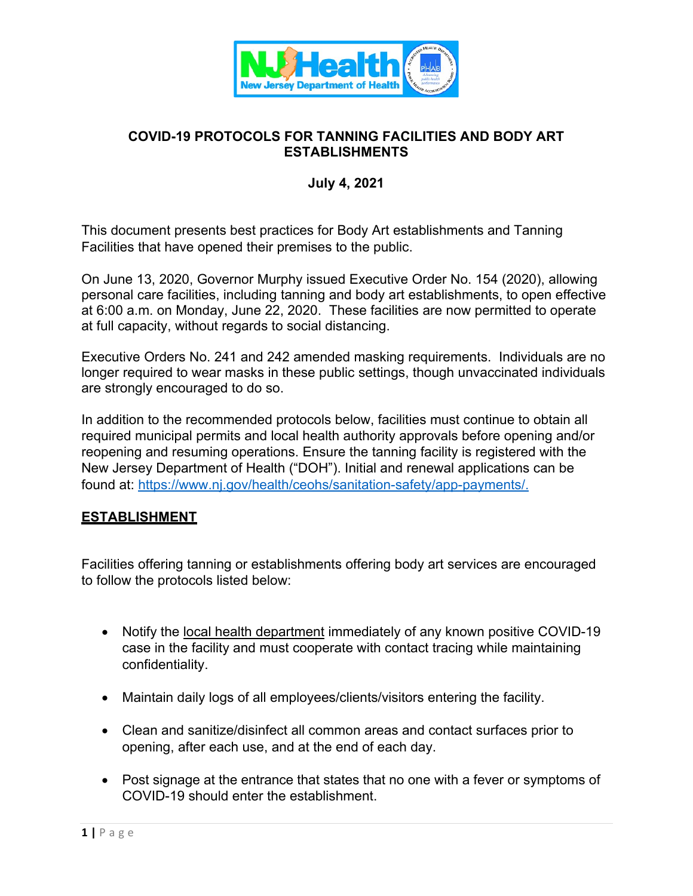# COVID-19 PROTOCOLS FOR TANNING FACILITIES AND BODY ART ESTABLISHMENTS

**July 4, 2021**

This document presents best practices for Body Art establishments and Tanning Facilities that have opened their premises to the public.

On June 13, 2020, Governor Murphy issued Executive Order No. 154 (2020), allowing personal care facilities, including tanning and body art establishments, to open effective at 6:00 a.m. on Monday, June 22, 2020. These facilities are now permitted to operate at full capacity, without regards to social distancing.

Executive Orders No. 241 and 242 amended masking requirements. Individuals are no longer required to wear masks in these public settings, though unvaccinated individuals are strongly encouraged to do so.

In addition to the recommended protocols below, facilities must continue to obtain all required municipal permits and local health authority approvals before opening and/or reopening and resuming operations. Ensure the tanning facility is registered with the New Jersey Department of Health ("DOH"). Initial and renewal applications can be found at: https://www.nj.gov/health/ceohs/sanitation-safety/app-payments/.

## ESTABLISHMENT

Facilities offering tanning or establishments offering body art services are encouraged to follow the protocols listed below:

- Notify the local health department immediately of any known positive COVID-19 case in the facility and must cooperate with contact tracing while maintaining confidentiality.
- Maintain daily logs of all employees/clients/visitors entering the facility.
- Clean and sanitize/disinfect all common areas and contact surfaces prior to opening, after each use, and at the end of each day.
- Post signage at the entrance that states that no one with a fever or symptoms of COVID-19 should enter the establishment.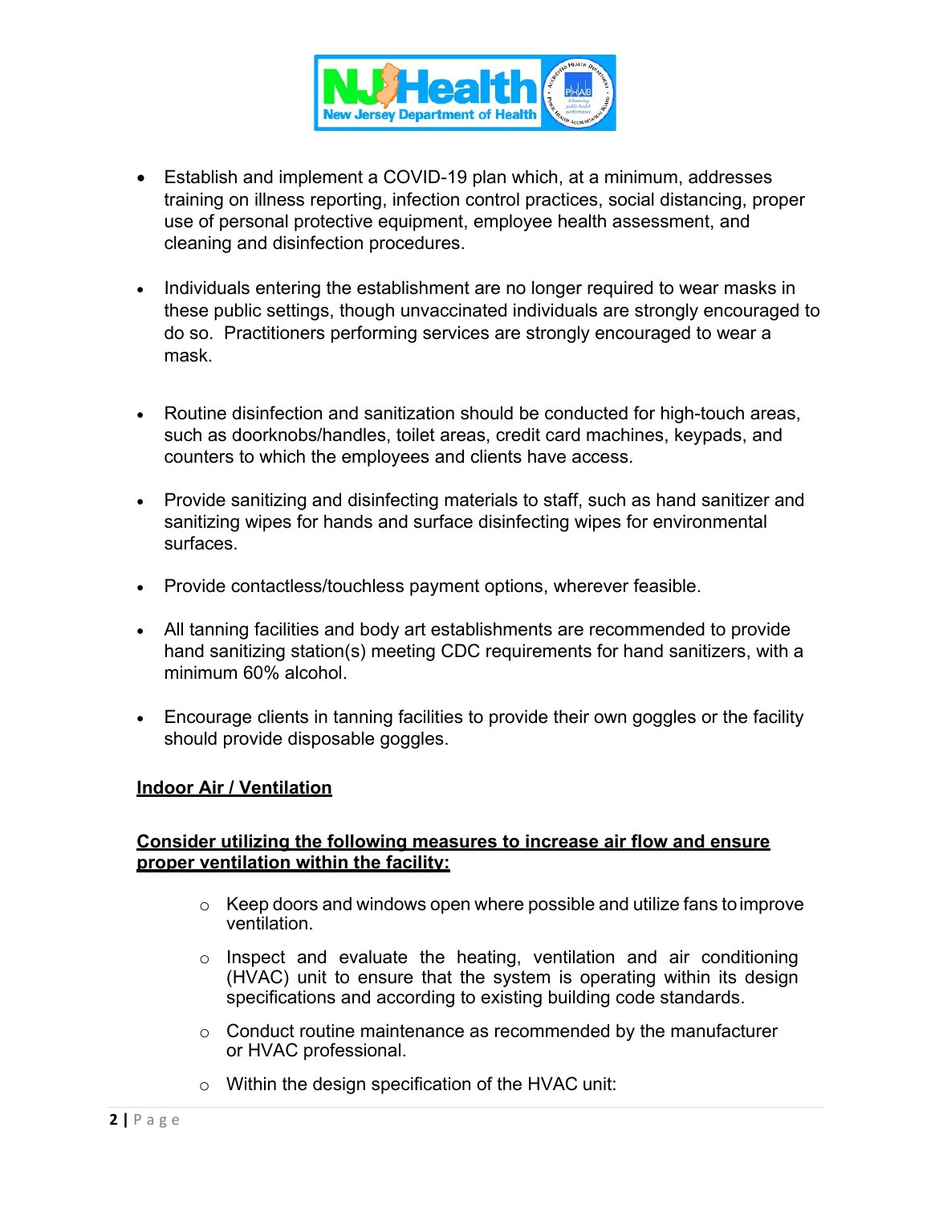- Establish and implement a COVID-19 plan which, at a minimum, addresses training on illness reporting, infection control practices, social distancing, proper use of personal protective equipment, employee health assessment, and cleaning and disinfection procedures.

- Individuals entering the establishment are no longer required to wear masks in these public settings, though unvaccinated individuals are strongly encouraged to do so. Practitioners performing services are strongly encouraged to wear a mask.

- Routine disinfection and sanitization should be conducted for high-touch areas, such as doorknobs/handles, toilet areas, credit card machines, keypads, and counters to which the employees and clients have access.

- Provide sanitizing and disinfecting materials to staff, such as hand sanitizer and sanitizing wipes for hands and surface disinfecting wipes for environmental surfaces.

- Provide contactless/touchless payment options, wherever feasible.

- All tanning facilities and body art establishments are recommended to provide hand sanitizing station(s) meeting CDC requirements for hand sanitizers, with a minimum 60% alcohol.

- Encourage clients in tanning facilities to provide their own goggles or the facility should provide disposable goggles.

**<u>Indoor Air / Ventilation</u>**

**<u>Consider utilizing the following measures to increase air flow and ensure proper ventilation within the facility:</u>**

- Keep doors and windows open where possible and utilize fans to improve ventilation.
- Inspect and evaluate the heating, ventilation and air conditioning (HVAC) unit to ensure that the system is operating within its design specifications and according to existing building code standards.
- Conduct routine maintenance as recommended by the manufacturer or HVAC professional.
- Within the design specification of the HVAC unit: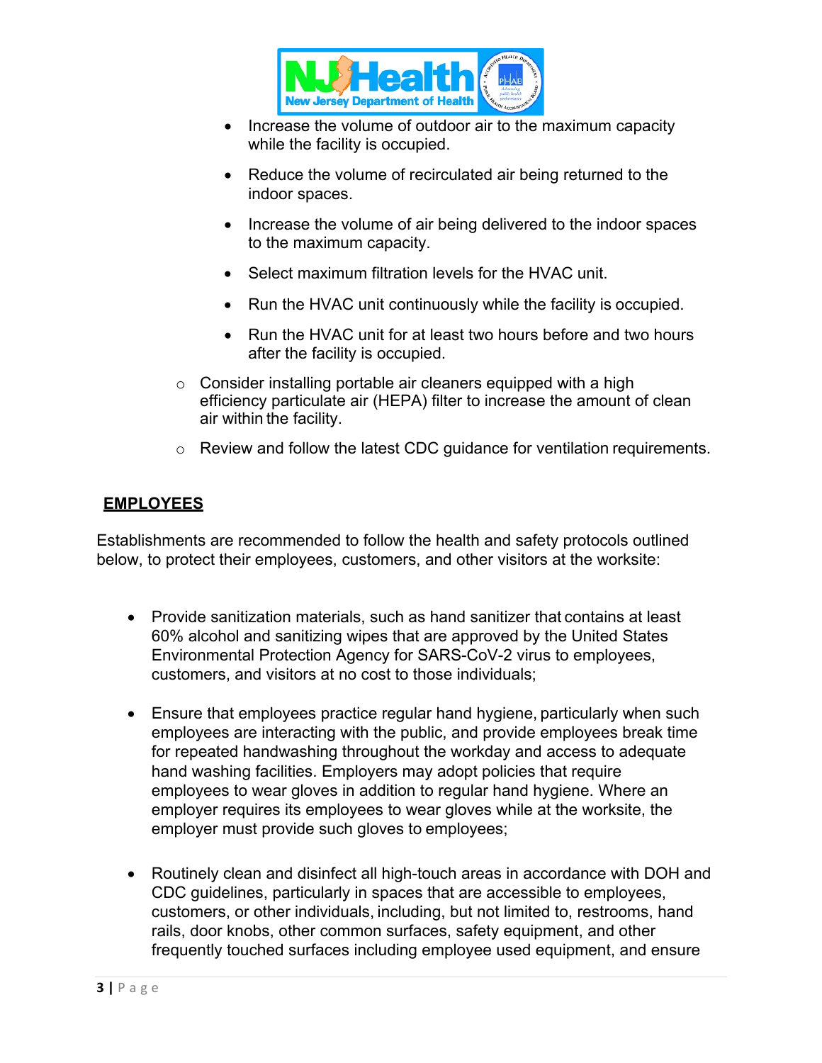- Increase the volume of outdoor air to the maximum capacity while the facility is occupied.
    - Reduce the volume of recirculated air being returned to the indoor spaces.
    - Increase the volume of air being delivered to the indoor spaces to the maximum capacity.
    - Select maximum filtration levels for the HVAC unit.
    - Run the HVAC unit continuously while the facility is occupied.
    - Run the HVAC unit for at least two hours before and two hours after the facility is occupied.
  - Consider installing portable air cleaners equipped with a high efficiency particulate air (HEPA) filter to increase the amount of clean air within the facility.
  - Review and follow the latest CDC guidance for ventilation requirements.

## **EMPLOYEES**

Establishments are recommended to follow the health and safety protocols outlined below, to protect their employees, customers, and other visitors at the worksite:

- Provide sanitization materials, such as hand sanitizer that contains at least 60% alcohol and sanitizing wipes that are approved by the United States Environmental Protection Agency for SARS-CoV-2 virus to employees, customers, and visitors at no cost to those individuals;
- Ensure that employees practice regular hand hygiene, particularly when such employees are interacting with the public, and provide employees break time for repeated handwashing throughout the workday and access to adequate hand washing facilities. Employers may adopt policies that require employees to wear gloves in addition to regular hand hygiene. Where an employer requires its employees to wear gloves while at the worksite, the employer must provide such gloves to employees;
- Routinely clean and disinfect all high-touch areas in accordance with DOH and CDC guidelines, particularly in spaces that are accessible to employees, customers, or other individuals, including, but not limited to, restrooms, hand rails, door knobs, other common surfaces, safety equipment, and other frequently touched surfaces including employee used equipment, and ensure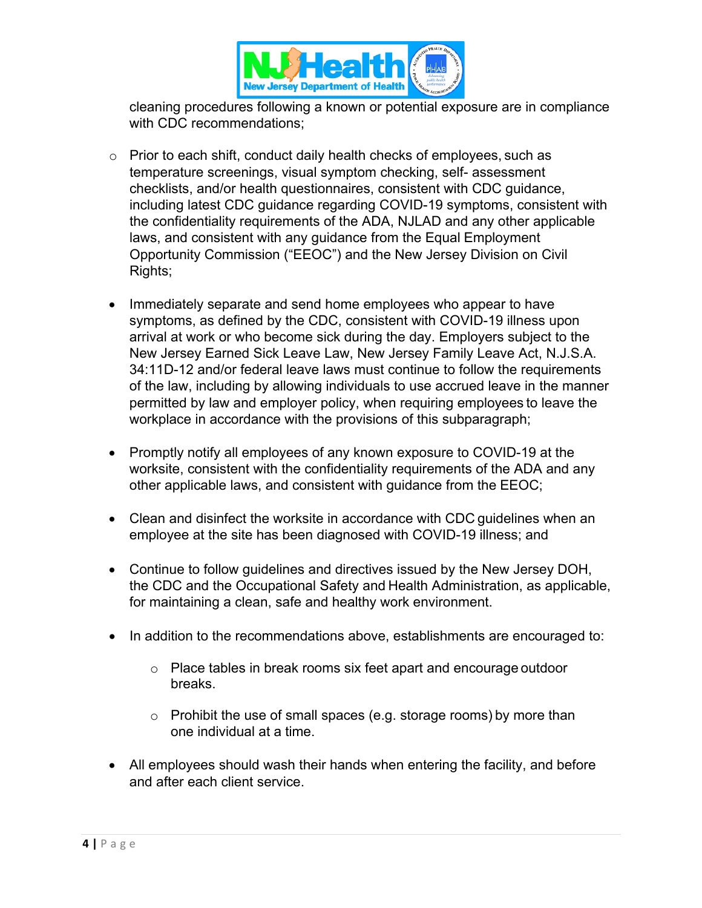cleaning procedures following a known or potential exposure are in compliance with CDC recommendations;

    - Prior to each shift, conduct daily health checks of employees, such as temperature screenings, visual symptom checking, self- assessment checklists, and/or health questionnaires, consistent with CDC guidance, including latest CDC guidance regarding COVID-19 symptoms, consistent with the confidentiality requirements of the ADA, NJLAD and any other applicable laws, and consistent with any guidance from the Equal Employment Opportunity Commission ("EEOC") and the New Jersey Division on Civil Rights;

- Immediately separate and send home employees who appear to have symptoms, as defined by the CDC, consistent with COVID-19 illness upon arrival at work or who become sick during the day. Employers subject to the New Jersey Earned Sick Leave Law, New Jersey Family Leave Act, N.J.S.A. 34:11D-12 and/or federal leave laws must continue to follow the requirements of the law, including by allowing individuals to use accrued leave in the manner permitted by law and employer policy, when requiring employees to leave the workplace in accordance with the provisions of this subparagraph;

- Promptly notify all employees of any known exposure to COVID-19 at the worksite, consistent with the confidentiality requirements of the ADA and any other applicable laws, and consistent with guidance from the EEOC;

- Clean and disinfect the worksite in accordance with CDC guidelines when an employee at the site has been diagnosed with COVID-19 illness; and

- Continue to follow guidelines and directives issued by the New Jersey DOH, the CDC and the Occupational Safety and Health Administration, as applicable, for maintaining a clean, safe and healthy work environment.

- In addition to the recommendations above, establishments are encouraged to:

    - Place tables in break rooms six feet apart and encourage outdoor breaks.

    - Prohibit the use of small spaces (e.g. storage rooms) by more than one individual at a time.

- All employees should wash their hands when entering the facility, and before and after each client service.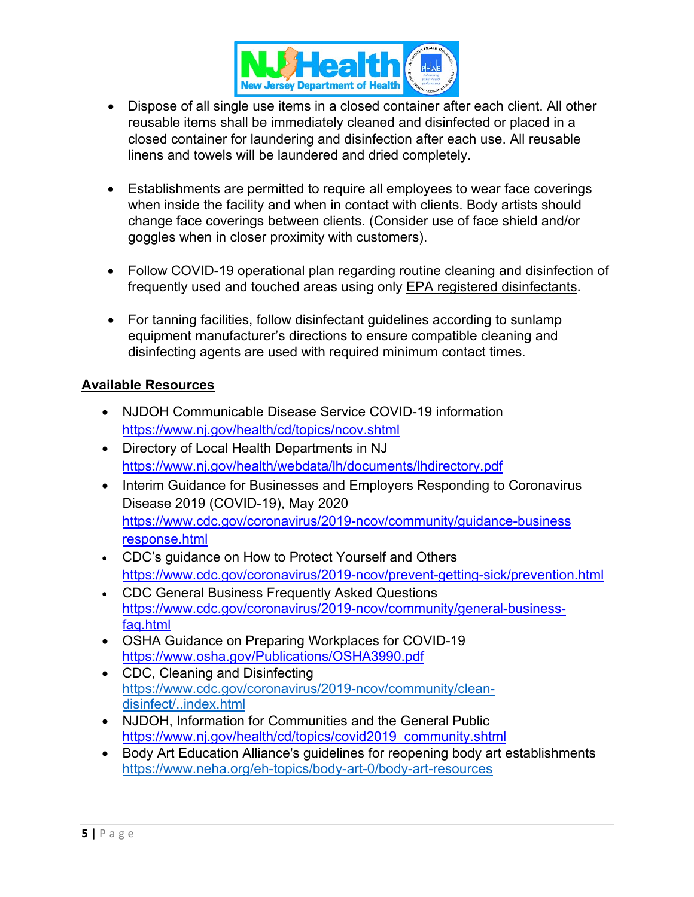- Dispose of all single use items in a closed container after each client. All other reusable items shall be immediately cleaned and disinfected or placed in a closed container for laundering and disinfection after each use. All reusable linens and towels will be laundered and dried completely.

- Establishments are permitted to require all employees to wear face coverings when inside the facility and when in contact with clients. Body artists should change face coverings between clients. (Consider use of face shield and/or goggles when in closer proximity with customers).

- Follow COVID-19 operational plan regarding routine cleaning and disinfection of frequently used and touched areas using only EPA registered disinfectants.

- For tanning facilities, follow disinfectant guidelines according to sunlamp equipment manufacturer's directions to ensure compatible cleaning and disinfecting agents are used with required minimum contact times.

## Available Resources

- NJDOH Communicable Disease Service COVID-19 information https://www.nj.gov/health/cd/topics/ncov.shtml
- Directory of Local Health Departments in NJ https://www.nj.gov/health/webdata/lh/documents/lhdirectory.pdf
- Interim Guidance for Businesses and Employers Responding to Coronavirus Disease 2019 (COVID-19), May 2020 https://www.cdc.gov/coronavirus/2019-ncov/community/guidance-business response.html
- CDC's guidance on How to Protect Yourself and Others https://www.cdc.gov/coronavirus/2019-ncov/prevent-getting-sick/prevention.html
- CDC General Business Frequently Asked Questions https://www.cdc.gov/coronavirus/2019-ncov/community/general-business-faq.html
- OSHA Guidance on Preparing Workplaces for COVID-19 https://www.osha.gov/Publications/OSHA3990.pdf
- CDC, Cleaning and Disinfecting https://www.cdc.gov/coronavirus/2019-ncov/community/clean-disinfect/..index.html
- NJDOH, Information for Communities and the General Public https://www.nj.gov/health/cd/topics/covid2019_community.shtml
- Body Art Education Alliance's guidelines for reopening body art establishments https://www.neha.org/eh-topics/body-art-0/body-art-resources